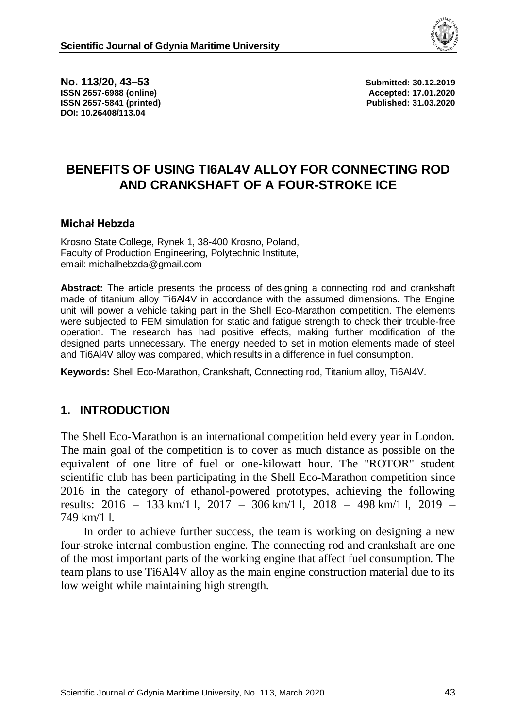No. 113/20, 43–53
ISSN 2657-6988 (online)
ISSN 2657-5841 (printed)
DOI: 10.26408/113.04

Submitted: 30.12.2019
Accepted: 17.01.2020
Published: 31.03.2020

# BENEFITS OF USING TI6AL4V ALLOY FOR CONNECTING ROD AND CRANKSHAFT OF A FOUR-STROKE ICE

**Michał Hebzda**

Krosno State College, Rynek 1, 38-400 Krosno, Poland,
Faculty of Production Engineering, Polytechnic Institute,
email: michalhebzda@gmail.com

**Abstract:** The article presents the process of designing a connecting rod and crankshaft made of titanium alloy Ti6Al4V in accordance with the assumed dimensions. The Engine unit will power a vehicle taking part in the Shell Eco-Marathon competition. The elements were subjected to FEM simulation for static and fatigue strength to check their trouble-free operation. The research has had positive effects, making further modification of the designed parts unnecessary. The energy needed to set in motion elements made of steel and Ti6Al4V alloy was compared, which results in a difference in fuel consumption.

**Keywords:** Shell Eco-Marathon, Crankshaft, Connecting rod, Titanium alloy, Ti6Al4V.

## 1. INTRODUCTION

The Shell Eco-Marathon is an international competition held every year in London. The main goal of the competition is to cover as much distance as possible on the equivalent of one litre of fuel or one-kilowatt hour. The "ROTOR" student scientific club has been participating in the Shell Eco-Marathon competition since 2016 in the category of ethanol-powered prototypes, achieving the following results: 2016 – 133 km/1 l, 2017 – 306 km/1 l, 2018 – 498 km/1 l, 2019 – 749 km/1 l.

In order to achieve further success, the team is working on designing a new four-stroke internal combustion engine. The connecting rod and crankshaft are one of the most important parts of the working engine that affect fuel consumption. The team plans to use Ti6Al4V alloy as the main engine construction material due to its low weight while maintaining high strength.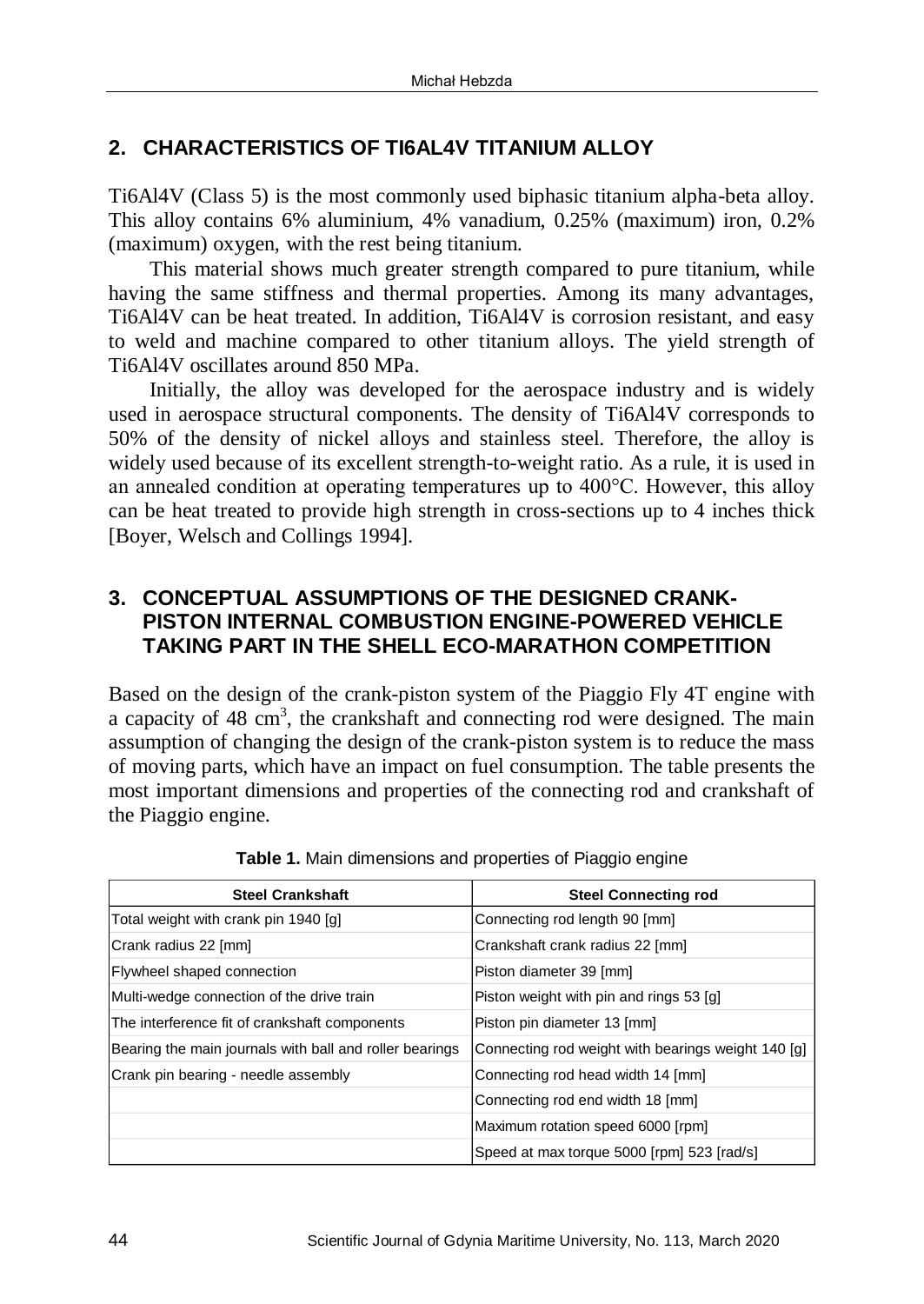## 2. CHARACTERISTICS OF TI6AL4V TITANIUM ALLOY

Ti6Al4V (Class 5) is the most commonly used biphasic titanium alpha-beta alloy. This alloy contains 6% aluminium, 4% vanadium, 0.25% (maximum) iron, 0.2% (maximum) oxygen, with the rest being titanium.

This material shows much greater strength compared to pure titanium, while having the same stiffness and thermal properties. Among its many advantages, Ti6Al4V can be heat treated. In addition, Ti6Al4V is corrosion resistant, and easy to weld and machine compared to other titanium alloys. The yield strength of Ti6Al4V oscillates around 850 MPa.

Initially, the alloy was developed for the aerospace industry and is widely used in aerospace structural components. The density of Ti6Al4V corresponds to 50% of the density of nickel alloys and stainless steel. Therefore, the alloy is widely used because of its excellent strength-to-weight ratio. As a rule, it is used in an annealed condition at operating temperatures up to 400°C. However, this alloy can be heat treated to provide high strength in cross-sections up to 4 inches thick [Boyer, Welsch and Collings 1994].

## 3. CONCEPTUAL ASSUMPTIONS OF THE DESIGNED CRANK-PISTON INTERNAL COMBUSTION ENGINE-POWERED VEHICLE TAKING PART IN THE SHELL ECO-MARATHON COMPETITION

Based on the design of the crank-piston system of the Piaggio Fly 4T engine with a capacity of 48 cm$^3$, the crankshaft and connecting rod were designed. The main assumption of changing the design of the crank-piston system is to reduce the mass of moving parts, which have an impact on fuel consumption. The table presents the most important dimensions and properties of the connecting rod and crankshaft of the Piaggio engine.

**Table 1.** Main dimensions and properties of Piaggio engine

| Steel Crankshaft | Steel Connecting rod |
|---|---|
| Total weight with crank pin 1940 [g] | Connecting rod length 90 [mm] |
| Crank radius 22 [mm] | Crankshaft crank radius 22 [mm] |
| Flywheel shaped connection | Piston diameter 39 [mm] |
| Multi-wedge connection of the drive train | Piston weight with pin and rings 53 [g] |
| The interference fit of crankshaft components | Piston pin diameter 13 [mm] |
| Bearing the main journals with ball and roller bearings | Connecting rod weight with bearings weight 140 [g] |
| Crank pin bearing - needle assembly | Connecting rod head width 14 [mm] |
| | Connecting rod end width 18 [mm] |
| | Maximum rotation speed 6000 [rpm] |
| | Speed at max torque 5000 [rpm] 523 [rad/s] |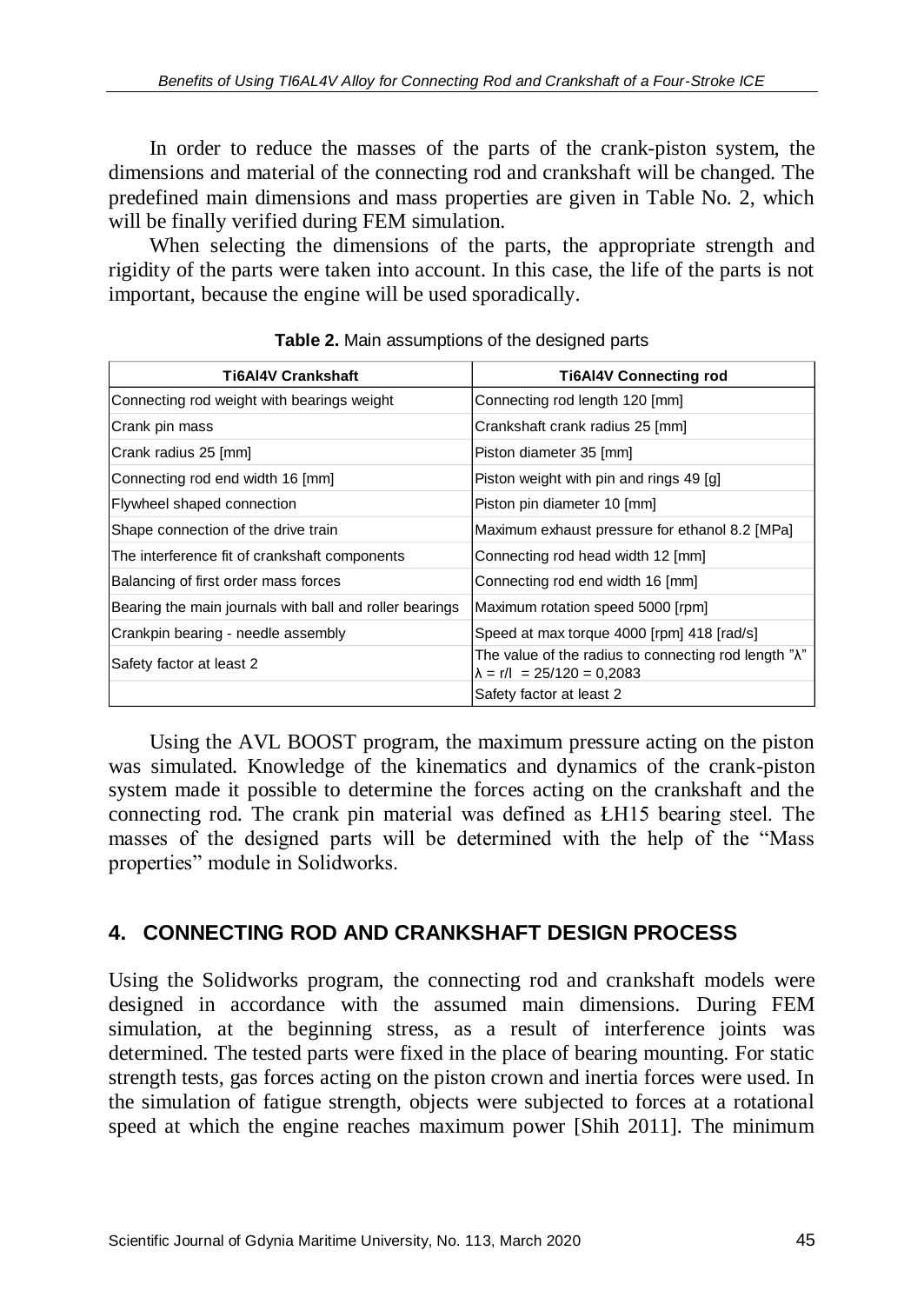In order to reduce the masses of the parts of the crank-piston system, the dimensions and material of the connecting rod and crankshaft will be changed. The predefined main dimensions and mass properties are given in Table No. 2, which will be finally verified during FEM simulation.

When selecting the dimensions of the parts, the appropriate strength and rigidity of the parts were taken into account. In this case, the life of the parts is not important, because the engine will be used sporadically.

**Table 2.** Main assumptions of the designed parts

| Ti6Al4V Crankshaft | Ti6Al4V Connecting rod |
|---|---|
| Connecting rod weight with bearings weight | Connecting rod length 120 [mm] |
| Crank pin mass | Crankshaft crank radius 25 [mm] |
| Crank radius 25 [mm] | Piston diameter 35 [mm] |
| Connecting rod end width 16 [mm] | Piston weight with pin and rings 49 [g] |
| Flywheel shaped connection | Piston pin diameter 10 [mm] |
| Shape connection of the drive train | Maximum exhaust pressure for ethanol 8.2 [MPa] |
| The interference fit of crankshaft components | Connecting rod head width 12 [mm] |
| Balancing of first order mass forces | Connecting rod end width 16 [mm] |
| Bearing the main journals with ball and roller bearings | Maximum rotation speed 5000 [rpm] |
| Crankpin bearing - needle assembly | Speed at max torque 4000 [rpm] 418 [rad/s] |
| Safety factor at least 2 | The value of the radius to connecting rod length "$\lambda$" $\lambda = r/l = 25/120 = 0{,}2083$ |
| | Safety factor at least 2 |

Using the AVL BOOST program, the maximum pressure acting on the piston was simulated. Knowledge of the kinematics and dynamics of the crank-piston system made it possible to determine the forces acting on the crankshaft and the connecting rod. The crank pin material was defined as ŁH15 bearing steel. The masses of the designed parts will be determined with the help of the "Mass properties" module in Solidworks.

## 4. CONNECTING ROD AND CRANKSHAFT DESIGN PROCESS

Using the Solidworks program, the connecting rod and crankshaft models were designed in accordance with the assumed main dimensions. During FEM simulation, at the beginning stress, as a result of interference joints was determined. The tested parts were fixed in the place of bearing mounting. For static strength tests, gas forces acting on the piston crown and inertia forces were used. In the simulation of fatigue strength, objects were subjected to forces at a rotational speed at which the engine reaches maximum power [Shih 2011]. The minimum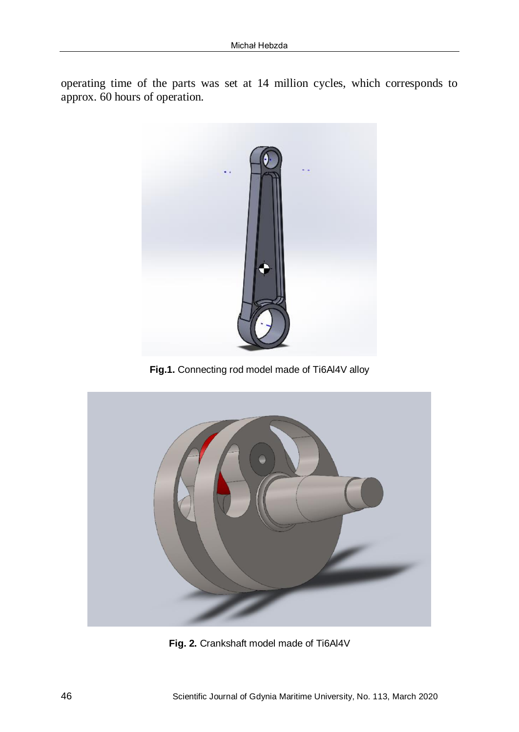operating time of the parts was set at 14 million cycles, which corresponds to approx. 60 hours of operation.

**Fig.1.** Connecting rod model made of Ti6Al4V alloy

**Fig. 2.** Crankshaft model made of Ti6Al4V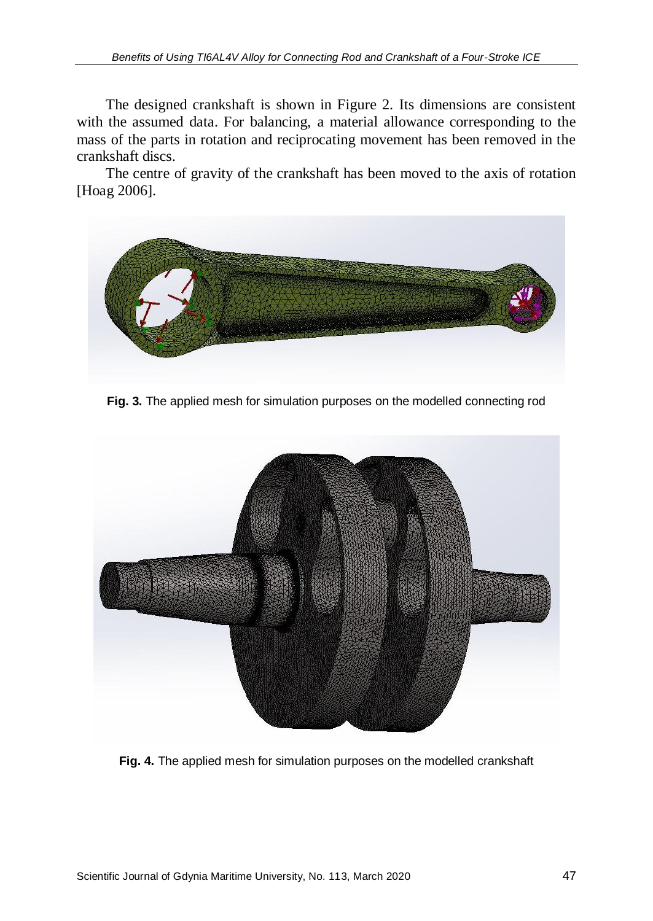The designed crankshaft is shown in Figure 2. Its dimensions are consistent with the assumed data. For balancing, a material allowance corresponding to the mass of the parts in rotation and reciprocating movement has been removed in the crankshaft discs.

The centre of gravity of the crankshaft has been moved to the axis of rotation [Hoag 2006].

**Fig. 3.** The applied mesh for simulation purposes on the modelled connecting rod

**Fig. 4.** The applied mesh for simulation purposes on the modelled crankshaft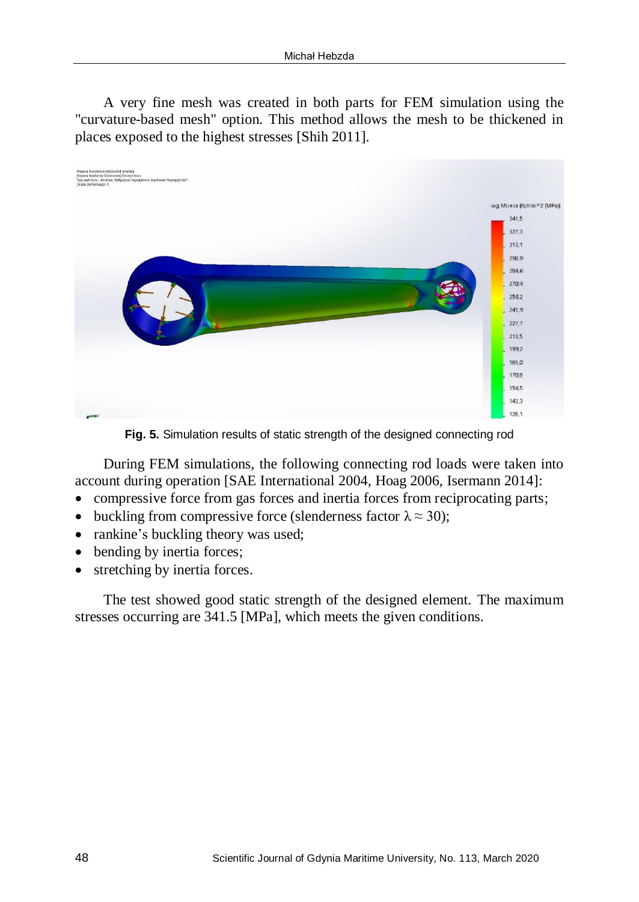A very fine mesh was created in both parts for FEM simulation using the "curvature-based mesh" option. This method allows the mesh to be thickened in places exposed to the highest stresses [Shih 2011].

**Fig. 5.** Simulation results of static strength of the designed connecting rod

During FEM simulations, the following connecting rod loads were taken into account during operation [SAE International 2004, Hoag 2006, Isermann 2014]:

- compressive force from gas forces and inertia forces from reciprocating parts;
- buckling from compressive force (slenderness factor $\lambda \approx 30$);
- rankine's buckling theory was used;
- bending by inertia forces;
- stretching by inertia forces.

The test showed good static strength of the designed element. The maximum stresses occurring are 341.5 [MPa], which meets the given conditions.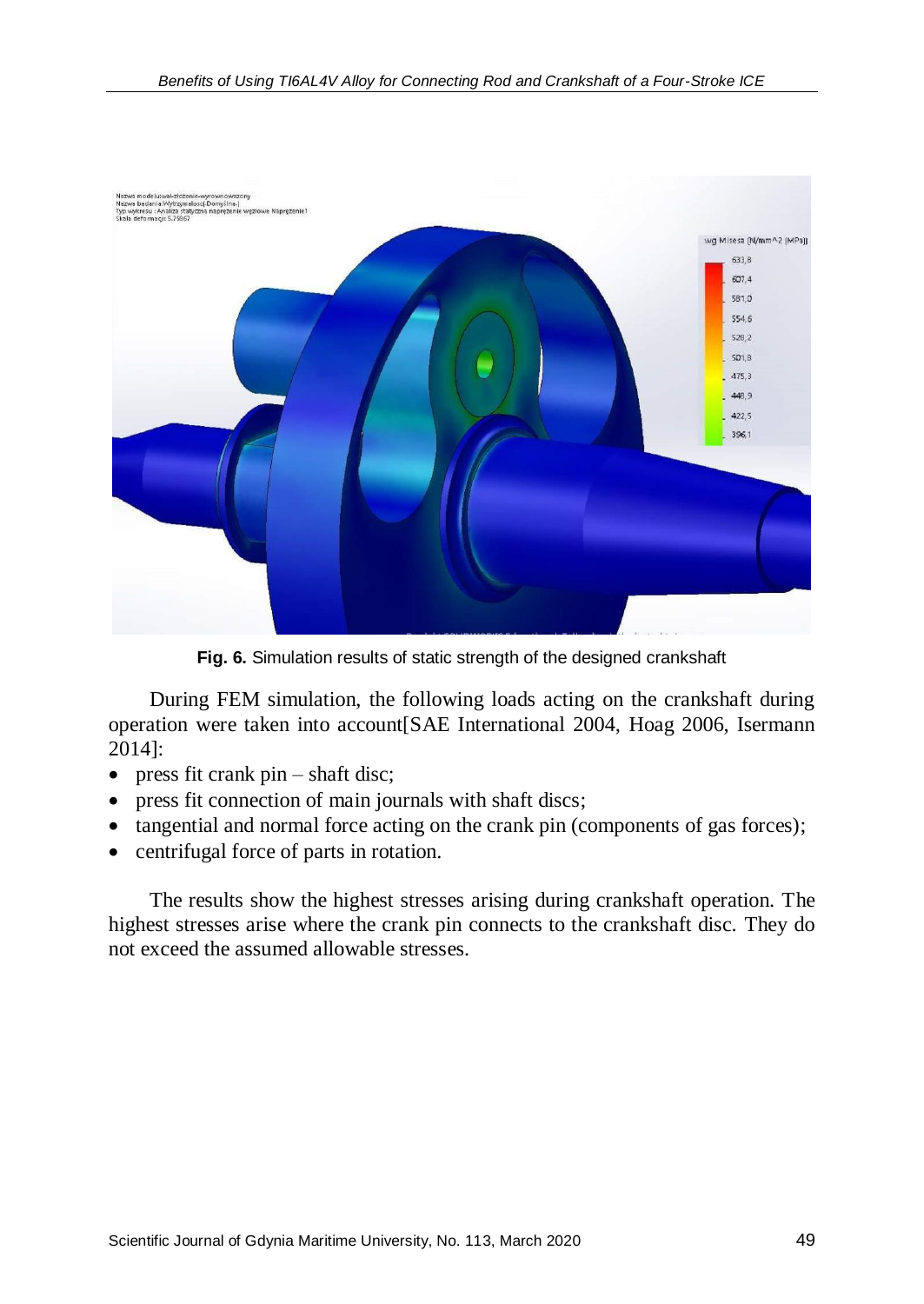**Fig. 6.** Simulation results of static strength of the designed crankshaft

During FEM simulation, the following loads acting on the crankshaft during operation were taken into account[SAE International 2004, Hoag 2006, Isermann 2014]:

- press fit crank pin – shaft disc;
- press fit connection of main journals with shaft discs;
- tangential and normal force acting on the crank pin (components of gas forces);
- centrifugal force of parts in rotation.

The results show the highest stresses arising during crankshaft operation. The highest stresses arise where the crank pin connects to the crankshaft disc. They do not exceed the assumed allowable stresses.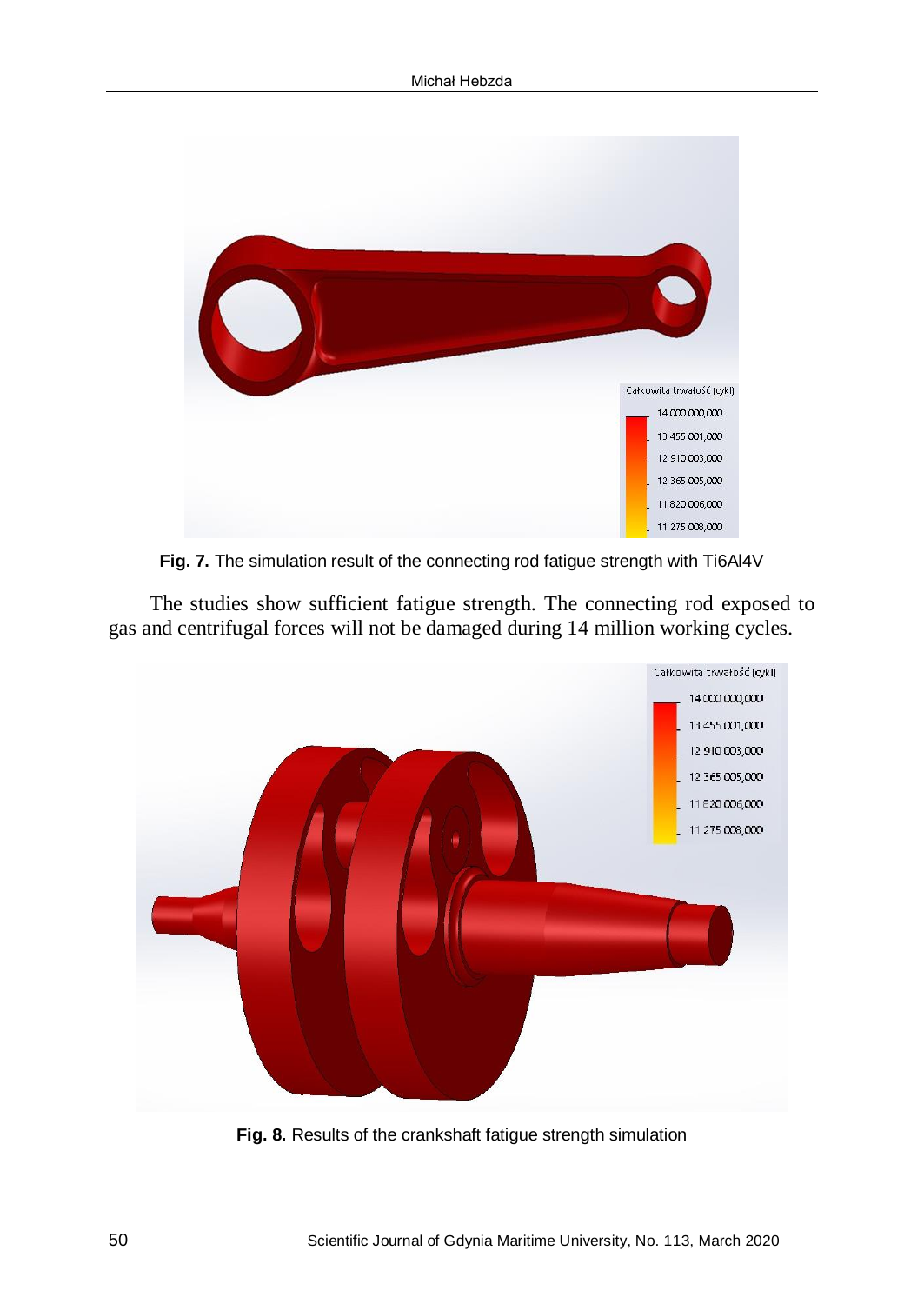**Fig. 7.** The simulation result of the connecting rod fatigue strength with Ti6Al4V

The studies show sufficient fatigue strength. The connecting rod exposed to gas and centrifugal forces will not be damaged during 14 million working cycles.

**Fig. 8.** Results of the crankshaft fatigue strength simulation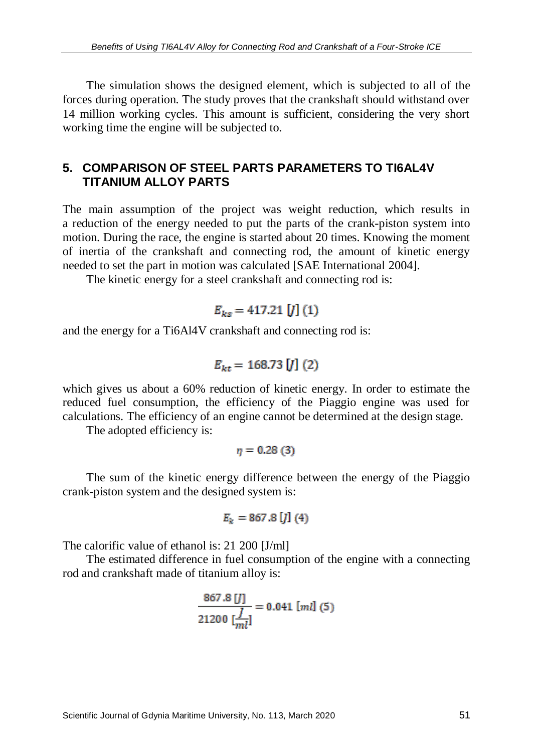The simulation shows the designed element, which is subjected to all of the forces during operation. The study proves that the crankshaft should withstand over 14 million working cycles. This amount is sufficient, considering the very short working time the engine will be subjected to.

## 5. COMPARISON OF STEEL PARTS PARAMETERS TO TI6AL4V TITANIUM ALLOY PARTS

The main assumption of the project was weight reduction, which results in a reduction of the energy needed to put the parts of the crank-piston system into motion. During the race, the engine is started about 20 times. Knowing the moment of inertia of the crankshaft and connecting rod, the amount of kinetic energy needed to set the part in motion was calculated [SAE International 2004].

The kinetic energy for a steel crankshaft and connecting rod is:

$$E_{ks} = 417.21\ [J]\ (1)$$

and the energy for a Ti6Al4V crankshaft and connecting rod is:

$$E_{kt} = 168.73\ [J]\ (2)$$

which gives us about a 60% reduction of kinetic energy. In order to estimate the reduced fuel consumption, the efficiency of the Piaggio engine was used for calculations. The efficiency of an engine cannot be determined at the design stage.

The adopted efficiency is:

$$\eta = 0.28\ (3)$$

The sum of the kinetic energy difference between the energy of the Piaggio crank-piston system and the designed system is:

$$E_k = 867.8\ [J]\ (4)$$

The calorific value of ethanol is: 21 200 [J/ml]

The estimated difference in fuel consumption of the engine with a connecting rod and crankshaft made of titanium alloy is:

$$\frac{867.8\ [J]}{21200\ [\frac{J}{ml}]} = 0.041\ [ml]\ (5)$$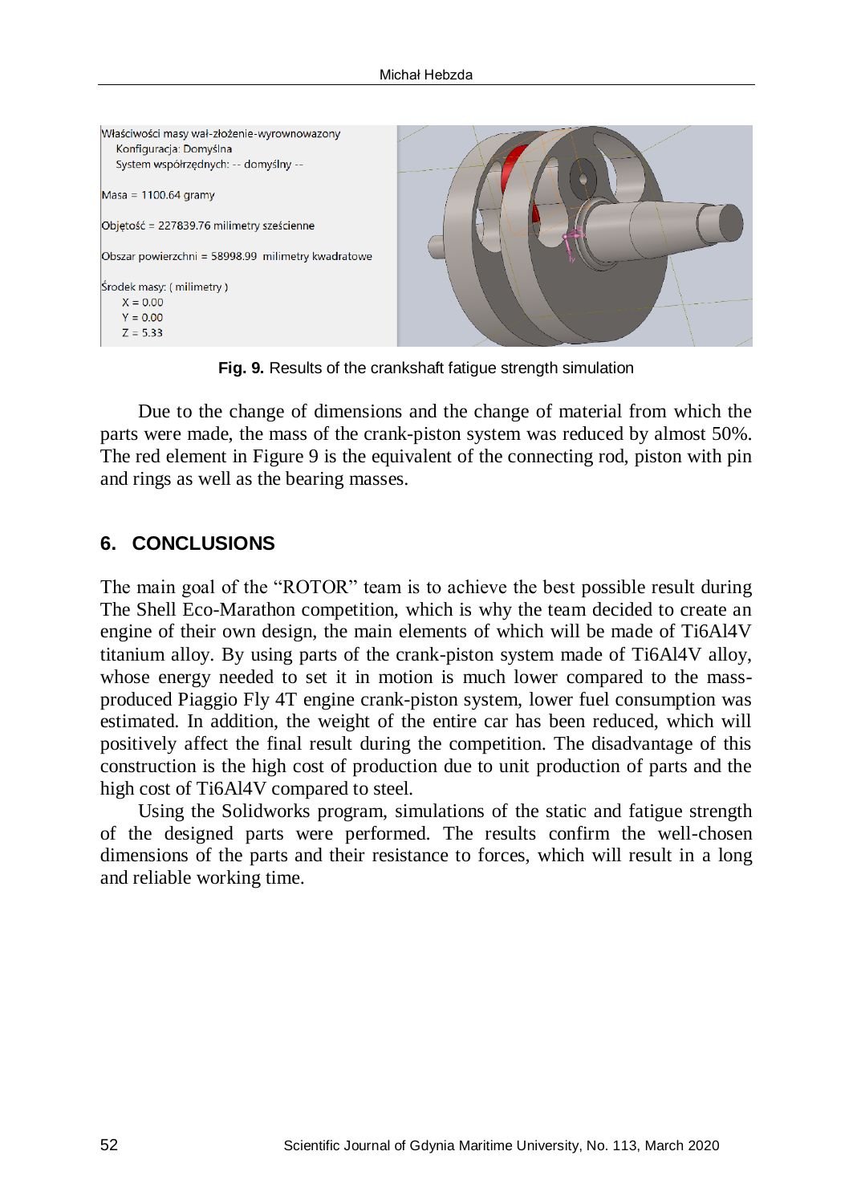Właściwości masy wał-złożenie-wyrownowazony
Konfiguracja: Domyślna
System współrzędnych: -- domyślny --

Masa = 1100.64 gramy

Objętość = 227839.76 milimetry sześcienne

Obszar powierzchni = 58998.99 milimetry kwadratowe

Środek masy: ( milimetry )
X = 0.00
Y = 0.00
Z = 5.33

**Fig. 9.** Results of the crankshaft fatigue strength simulation

Due to the change of dimensions and the change of material from which the parts were made, the mass of the crank-piston system was reduced by almost 50%. The red element in Figure 9 is the equivalent of the connecting rod, piston with pin and rings as well as the bearing masses.

## 6. CONCLUSIONS

The main goal of the "ROTOR" team is to achieve the best possible result during The Shell Eco-Marathon competition, which is why the team decided to create an engine of their own design, the main elements of which will be made of Ti6Al4V titanium alloy. By using parts of the crank-piston system made of Ti6Al4V alloy, whose energy needed to set it in motion is much lower compared to the mass-produced Piaggio Fly 4T engine crank-piston system, lower fuel consumption was estimated. In addition, the weight of the entire car has been reduced, which will positively affect the final result during the competition. The disadvantage of this construction is the high cost of production due to unit production of parts and the high cost of Ti6Al4V compared to steel.

Using the Solidworks program, simulations of the static and fatigue strength of the designed parts were performed. The results confirm the well-chosen dimensions of the parts and their resistance to forces, which will result in a long and reliable working time.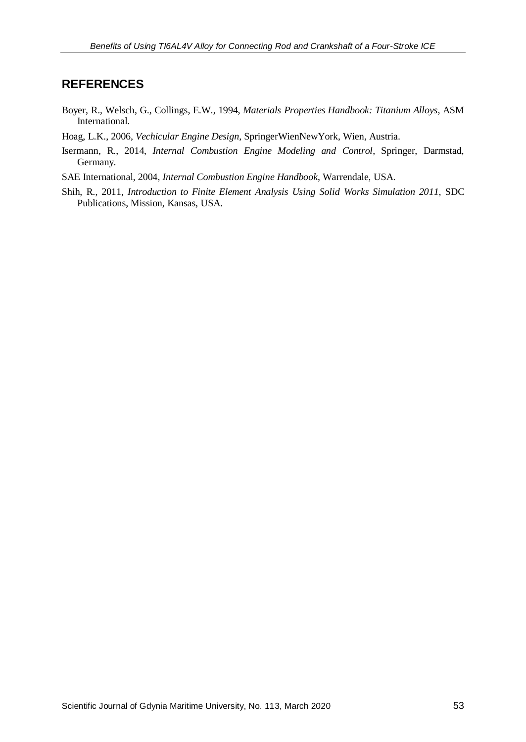## REFERENCES

Boyer, R., Welsch, G., Collings, E.W., 1994, *Materials Properties Handbook: Titanium Alloys*, ASM International.

Hoag, L.K., 2006, *Vechicular Engine Design*, SpringerWienNewYork, Wien, Austria.

Isermann, R., 2014, *Internal Combustion Engine Modeling and Control*, Springer, Darmstad, Germany.

SAE International, 2004, *Internal Combustion Engine Handbook*, Warrendale, USA.

Shih, R., 2011, *Introduction to Finite Element Analysis Using Solid Works Simulation 2011*, SDC Publications, Mission, Kansas, USA.